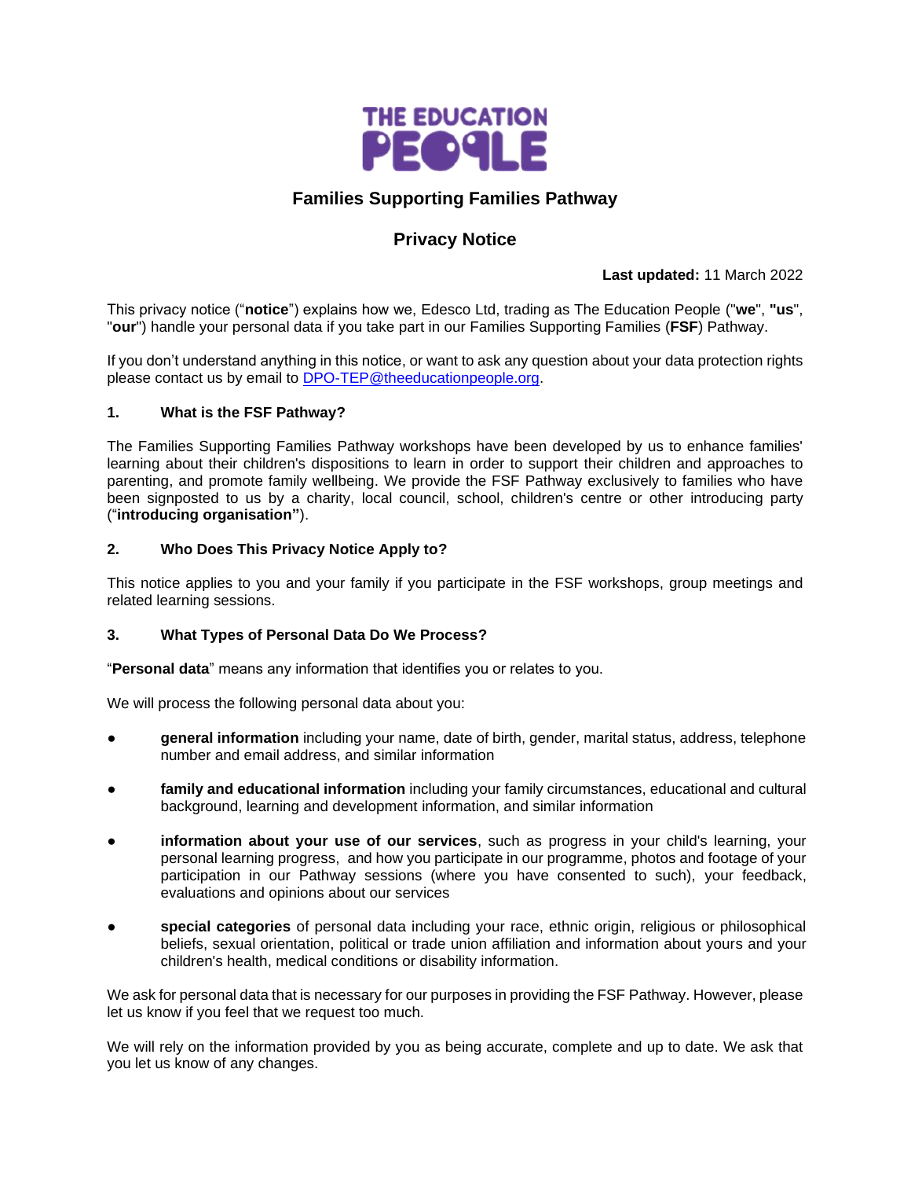THE EDUCATION PEOPLE

# Families Supporting Families Pathway

## Privacy Notice

**Last updated:** 11 March 2022

This privacy notice ("**notice**") explains how we, Edesco Ltd, trading as The Education People ("**we**", **"us**", "**our**") handle your personal data if you take part in our Families Supporting Families (**FSF**) Pathway.

If you don't understand anything in this notice, or want to ask any question about your data protection rights please contact us by email to DPO-TEP@theeducationpeople.org.

### 1. What is the FSF Pathway?

The Families Supporting Families Pathway workshops have been developed by us to enhance families' learning about their children's dispositions to learn in order to support their children and approaches to parenting, and promote family wellbeing. We provide the FSF Pathway exclusively to families who have been signposted to us by a charity, local council, school, children's centre or other introducing party ("**introducing organisation"**).

### 2. Who Does This Privacy Notice Apply to?

This notice applies to you and your family if you participate in the FSF workshops, group meetings and related learning sessions.

### 3. What Types of Personal Data Do We Process?

"**Personal data**" means any information that identifies you or relates to you.

We will process the following personal data about you:

- **general information** including your name, date of birth, gender, marital status, address, telephone number and email address, and similar information
- **family and educational information** including your family circumstances, educational and cultural background, learning and development information, and similar information
- **information about your use of our services**, such as progress in your child's learning, your personal learning progress, and how you participate in our programme, photos and footage of your participation in our Pathway sessions (where you have consented to such), your feedback, evaluations and opinions about our services
- **special categories** of personal data including your race, ethnic origin, religious or philosophical beliefs, sexual orientation, political or trade union affiliation and information about yours and your children's health, medical conditions or disability information.

We ask for personal data that is necessary for our purposes in providing the FSF Pathway. However, please let us know if you feel that we request too much.

We will rely on the information provided by you as being accurate, complete and up to date. We ask that you let us know of any changes.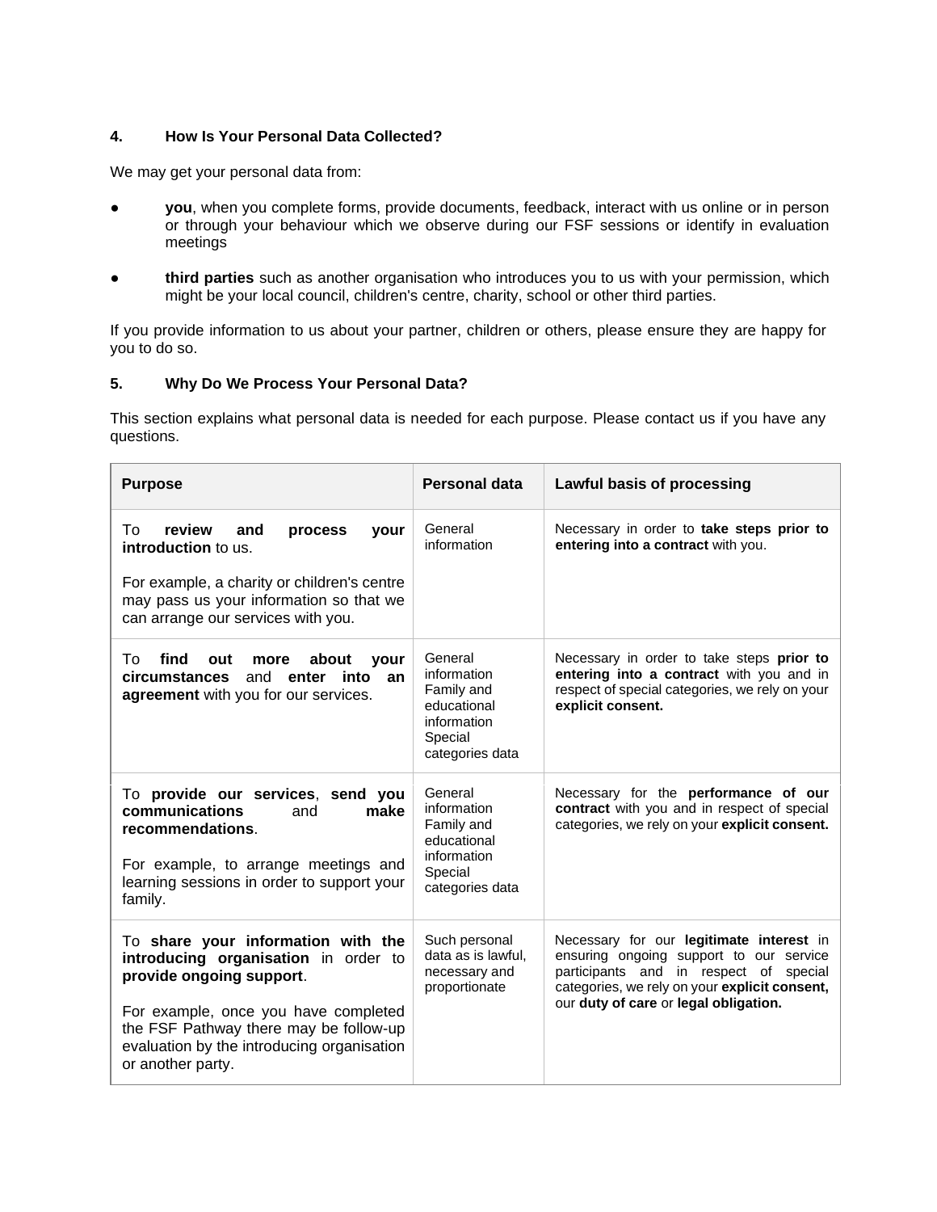## 4. How Is Your Personal Data Collected?

We may get your personal data from:

- **you**, when you complete forms, provide documents, feedback, interact with us online or in person or through your behaviour which we observe during our FSF sessions or identify in evaluation meetings
- **third parties** such as another organisation who introduces you to us with your permission, which might be your local council, children's centre, charity, school or other third parties.

If you provide information to us about your partner, children or others, please ensure they are happy for you to do so.

## 5. Why Do We Process Your Personal Data?

This section explains what personal data is needed for each purpose. Please contact us if you have any questions.

| Purpose | Personal data | Lawful basis of processing |
|---|---|---|
| To **review and process your introduction** to us.<br><br>For example, a charity or children's centre may pass us your information so that we can arrange our services with you. | General information | Necessary in order to **take steps prior to entering into a contract** with you. |
| To **find out more about your circumstances** and **enter into an agreement** with you for our services. | General information<br>Family and educational information<br>Special categories data | Necessary in order to take steps **prior to entering into a contract** with you and in respect of special categories, we rely on your **explicit consent.** |
| To **provide our services**, **send you communications** and **make recommendations**.<br><br>For example, to arrange meetings and learning sessions in order to support your family. | General information<br>Family and educational information<br>Special categories data | Necessary for the **performance of our contract** with you and in respect of special categories, we rely on your **explicit consent.** |
| To **share your information with the introducing organisation** in order to **provide ongoing support**.<br><br>For example, once you have completed the FSF Pathway there may be follow-up evaluation by the introducing organisation or another party. | Such personal data as is lawful, necessary and proportionate | Necessary for our **legitimate interest** in ensuring ongoing support to our service participants and in respect of special categories, we rely on your **explicit consent,** our **duty of care** or **legal obligation.** |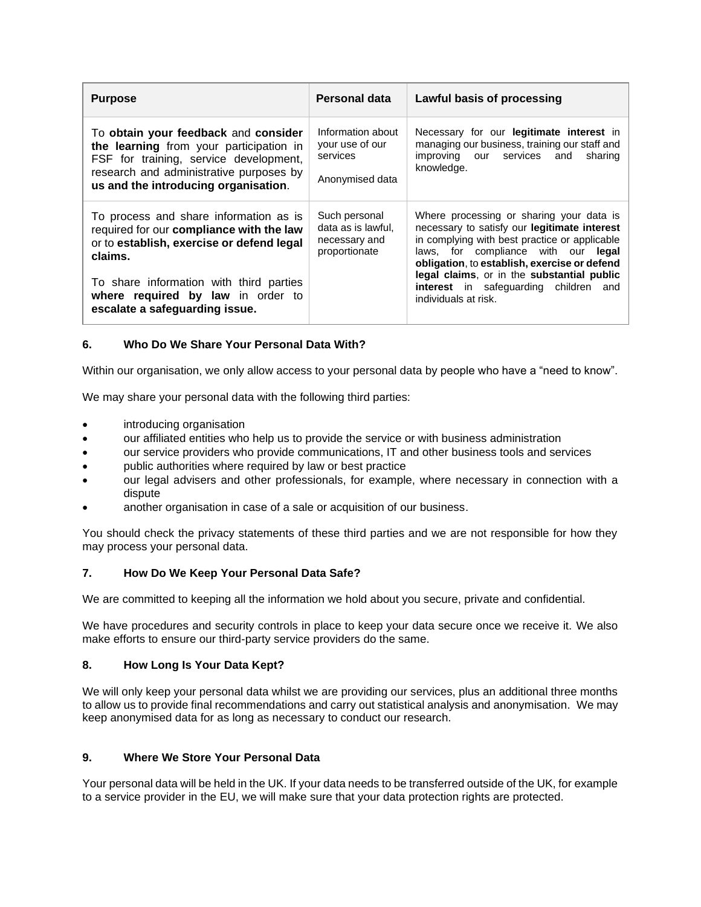| Purpose | Personal data | Lawful basis of processing |
|---|---|---|
| To **obtain your feedback** and **consider the learning** from your participation in FSF for training, service development, research and administrative purposes by **us and the introducing organisation**. | Information about your use of our services<br><br>Anonymised data | Necessary for our **legitimate interest** in managing our business, training our staff and improving our services and sharing knowledge. |
| To process and share information as is required for our **compliance with the law** or to **establish, exercise or defend legal claims.**<br><br>To share information with third parties **where required by law** in order to **escalate a safeguarding issue.** | Such personal data as is lawful, necessary and proportionate | Where processing or sharing your data is necessary to satisfy our **legitimate interest** in complying with best practice or applicable laws, for compliance with our **legal obligation**, to **establish, exercise or defend legal claims**, or in the **substantial public interest** in safeguarding children and individuals at risk. |

**6. Who Do We Share Your Personal Data With?**

Within our organisation, we only allow access to your personal data by people who have a "need to know".

We may share your personal data with the following third parties:

- introducing organisation
- our affiliated entities who help us to provide the service or with business administration
- our service providers who provide communications, IT and other business tools and services
- public authorities where required by law or best practice
- our legal advisers and other professionals, for example, where necessary in connection with a dispute
- another organisation in case of a sale or acquisition of our business.

You should check the privacy statements of these third parties and we are not responsible for how they may process your personal data.

**7. How Do We Keep Your Personal Data Safe?**

We are committed to keeping all the information we hold about you secure, private and confidential.

We have procedures and security controls in place to keep your data secure once we receive it. We also make efforts to ensure our third-party service providers do the same.

**8. How Long Is Your Data Kept?**

We will only keep your personal data whilst we are providing our services, plus an additional three months to allow us to provide final recommendations and carry out statistical analysis and anonymisation. We may keep anonymised data for as long as necessary to conduct our research.

**9. Where We Store Your Personal Data**

Your personal data will be held in the UK. If your data needs to be transferred outside of the UK, for example to a service provider in the EU, we will make sure that your data protection rights are protected.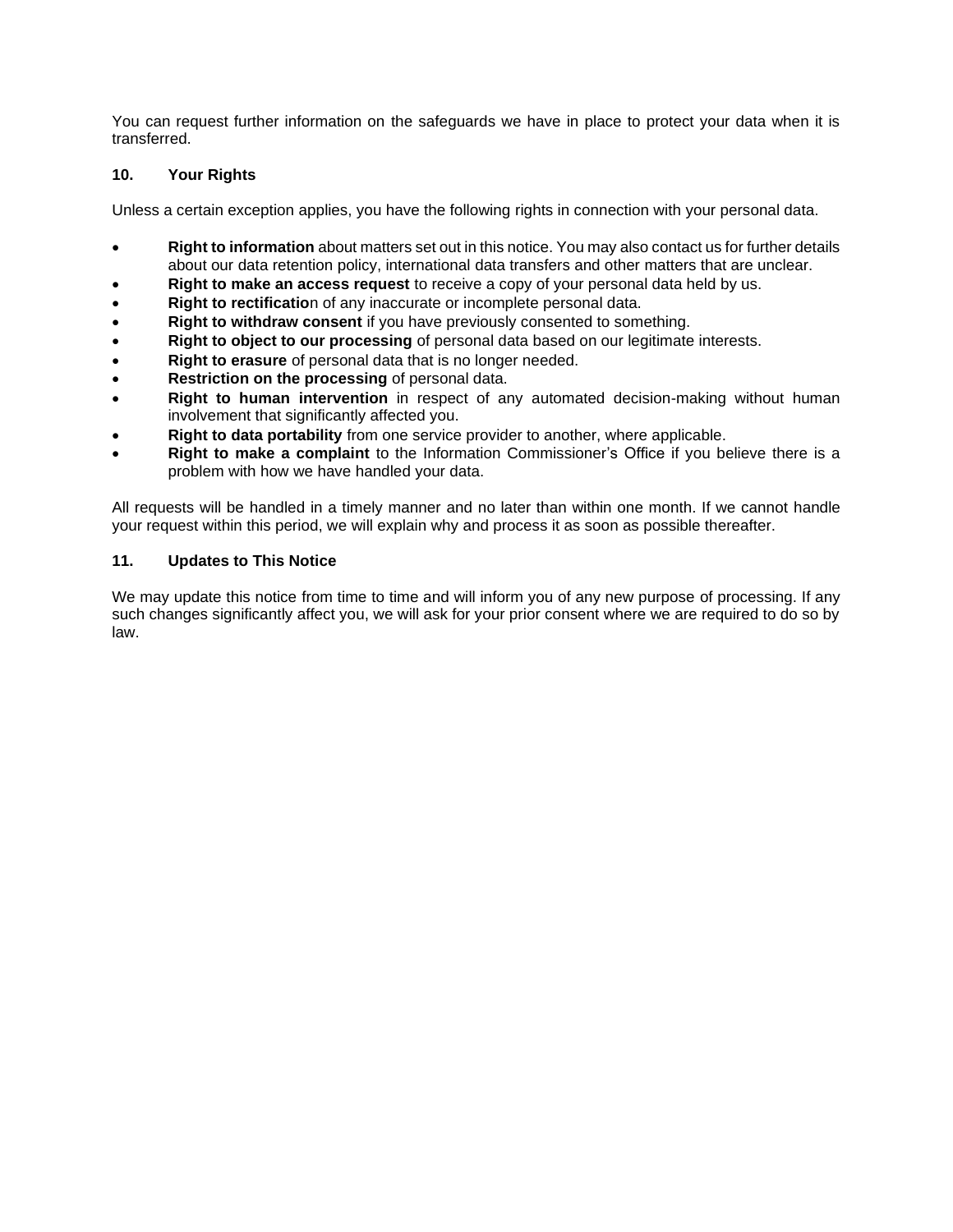You can request further information on the safeguards we have in place to protect your data when it is transferred.

## 10. Your Rights

Unless a certain exception applies, you have the following rights in connection with your personal data.

- **Right to information** about matters set out in this notice. You may also contact us for further details about our data retention policy, international data transfers and other matters that are unclear.
- **Right to make an access request** to receive a copy of your personal data held by us.
- **Right to rectificatio**n of any inaccurate or incomplete personal data.
- **Right to withdraw consent** if you have previously consented to something.
- **Right to object to our processing** of personal data based on our legitimate interests.
- **Right to erasure** of personal data that is no longer needed.
- **Restriction on the processing** of personal data.
- **Right to human intervention** in respect of any automated decision-making without human involvement that significantly affected you.
- **Right to data portability** from one service provider to another, where applicable.
- **Right to make a complaint** to the Information Commissioner's Office if you believe there is a problem with how we have handled your data.

All requests will be handled in a timely manner and no later than within one month. If we cannot handle your request within this period, we will explain why and process it as soon as possible thereafter.

## 11. Updates to This Notice

We may update this notice from time to time and will inform you of any new purpose of processing. If any such changes significantly affect you, we will ask for your prior consent where we are required to do so by law.